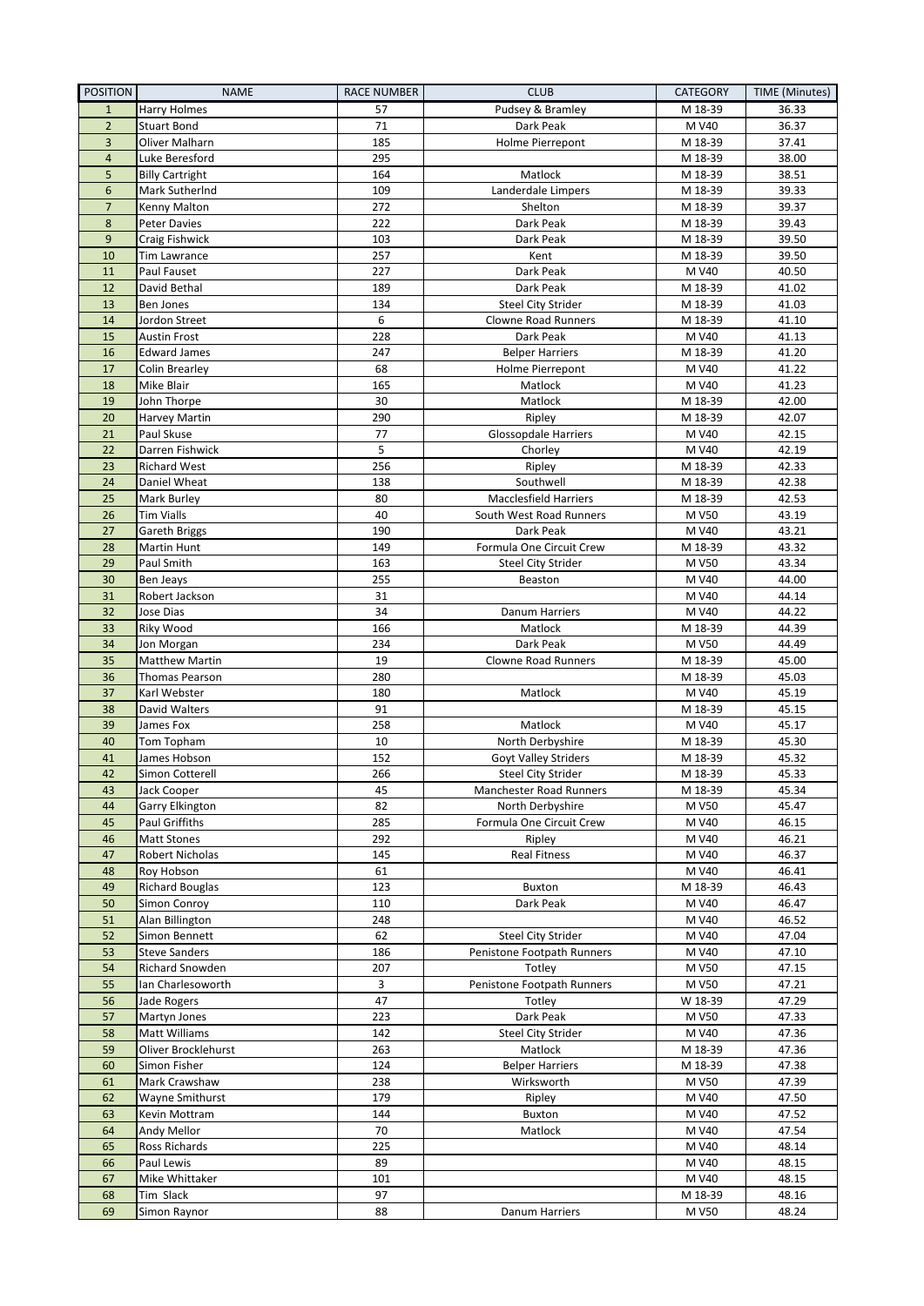| POSITION | NAME | RACE NUMBER | CLUB | CATEGORY | TIME (Minutes) |
|---|---|---|---|---|---|
| 1 | Harry Holmes | 57 | Pudsey & Bramley | M 18-39 | 36.33 |
| 2 | Stuart Bond | 71 | Dark Peak | M V40 | 36.37 |
| 3 | Oliver Malharn | 185 | Holme Pierrepont | M 18-39 | 37.41 |
| 4 | Luke Beresford | 295 | | M 18-39 | 38.00 |
| 5 | Billy Cartright | 164 | Matlock | M 18-39 | 38.51 |
| 6 | Mark Sutherlnd | 109 | Landerdale Limpers | M 18-39 | 39.33 |
| 7 | Kenny Malton | 272 | Shelton | M 18-39 | 39.37 |
| 8 | Peter Davies | 222 | Dark Peak | M 18-39 | 39.43 |
| 9 | Craig Fishwick | 103 | Dark Peak | M 18-39 | 39.50 |
| 10 | Tim Lawrance | 257 | Kent | M 18-39 | 39.50 |
| 11 | Paul Fauset | 227 | Dark Peak | M V40 | 40.50 |
| 12 | David Bethal | 189 | Dark Peak | M 18-39 | 41.02 |
| 13 | Ben Jones | 134 | Steel City Strider | M 18-39 | 41.03 |
| 14 | Jordon Street | 6 | Clowne Road Runners | M 18-39 | 41.10 |
| 15 | Austin Frost | 228 | Dark Peak | M V40 | 41.13 |
| 16 | Edward James | 247 | Belper Harriers | M 18-39 | 41.20 |
| 17 | Colin Brearley | 68 | Holme Pierrepont | M V40 | 41.22 |
| 18 | Mike Blair | 165 | Matlock | M V40 | 41.23 |
| 19 | John Thorpe | 30 | Matlock | M 18-39 | 42.00 |
| 20 | Harvey Martin | 290 | Ripley | M 18-39 | 42.07 |
| 21 | Paul Skuse | 77 | Glossopdale Harriers | M V40 | 42.15 |
| 22 | Darren Fishwick | 5 | Chorley | M V40 | 42.19 |
| 23 | Richard West | 256 | Ripley | M 18-39 | 42.33 |
| 24 | Daniel Wheat | 138 | Southwell | M 18-39 | 42.38 |
| 25 | Mark Burley | 80 | Macclesfield Harriers | M 18-39 | 42.53 |
| 26 | Tim Vialls | 40 | South West Road Runners | M V50 | 43.19 |
| 27 | Gareth Briggs | 190 | Dark Peak | M V40 | 43.21 |
| 28 | Martin Hunt | 149 | Formula One Circuit Crew | M 18-39 | 43.32 |
| 29 | Paul Smith | 163 | Steel City Strider | M V50 | 43.34 |
| 30 | Ben Jeays | 255 | Beaston | M V40 | 44.00 |
| 31 | Robert Jackson | 31 | | M V40 | 44.14 |
| 32 | Jose Dias | 34 | Danum Harriers | M V40 | 44.22 |
| 33 | Riky Wood | 166 | Matlock | M 18-39 | 44.39 |
| 34 | Jon Morgan | 234 | Dark Peak | M V50 | 44.49 |
| 35 | Matthew Martin | 19 | Clowne Road Runners | M 18-39 | 45.00 |
| 36 | Thomas Pearson | 280 | | M 18-39 | 45.03 |
| 37 | Karl Webster | 180 | Matlock | M V40 | 45.19 |
| 38 | David Walters | 91 | | M 18-39 | 45.15 |
| 39 | James Fox | 258 | Matlock | M V40 | 45.17 |
| 40 | Tom Topham | 10 | North Derbyshire | M 18-39 | 45.30 |
| 41 | James Hobson | 152 | Goyt Valley Striders | M 18-39 | 45.32 |
| 42 | Simon Cotterell | 266 | Steel City Strider | M 18-39 | 45.33 |
| 43 | Jack Cooper | 45 | Manchester Road Runners | M 18-39 | 45.34 |
| 44 | Garry Elkington | 82 | North Derbyshire | M V50 | 45.47 |
| 45 | Paul Griffiths | 285 | Formula One Circuit Crew | M V40 | 46.15 |
| 46 | Matt Stones | 292 | Ripley | M V40 | 46.21 |
| 47 | Robert Nicholas | 145 | Real Fitness | M V40 | 46.37 |
| 48 | Roy Hobson | 61 | | M V40 | 46.41 |
| 49 | Richard Bouglas | 123 | Buxton | M 18-39 | 46.43 |
| 50 | Simon Conroy | 110 | Dark Peak | M V40 | 46.47 |
| 51 | Alan Billington | 248 | | M V40 | 46.52 |
| 52 | Simon Bennett | 62 | Steel City Strider | M V40 | 47.04 |
| 53 | Steve Sanders | 186 | Penistone Footpath Runners | M V40 | 47.10 |
| 54 | Richard Snowden | 207 | Totley | M V50 | 47.15 |
| 55 | Ian Charlesoworth | 3 | Penistone Footpath Runners | M V50 | 47.21 |
| 56 | Jade Rogers | 47 | Totley | W 18-39 | 47.29 |
| 57 | Martyn Jones | 223 | Dark Peak | M V50 | 47.33 |
| 58 | Matt Williams | 142 | Steel City Strider | M V40 | 47.36 |
| 59 | Oliver Brocklehurst | 263 | Matlock | M 18-39 | 47.36 |
| 60 | Simon Fisher | 124 | Belper Harriers | M 18-39 | 47.38 |
| 61 | Mark Crawshaw | 238 | Wirksworth | M V50 | 47.39 |
| 62 | Wayne Smithurst | 179 | Ripley | M V40 | 47.50 |
| 63 | Kevin Mottram | 144 | Buxton | M V40 | 47.52 |
| 64 | Andy Mellor | 70 | Matlock | M V40 | 47.54 |
| 65 | Ross Richards | 225 | | M V40 | 48.14 |
| 66 | Paul Lewis | 89 | | M V40 | 48.15 |
| 67 | Mike Whittaker | 101 | | M V40 | 48.15 |
| 68 | Tim Slack | 97 | | M 18-39 | 48.16 |
| 69 | Simon Raynor | 88 | Danum Harriers | M V50 | 48.24 |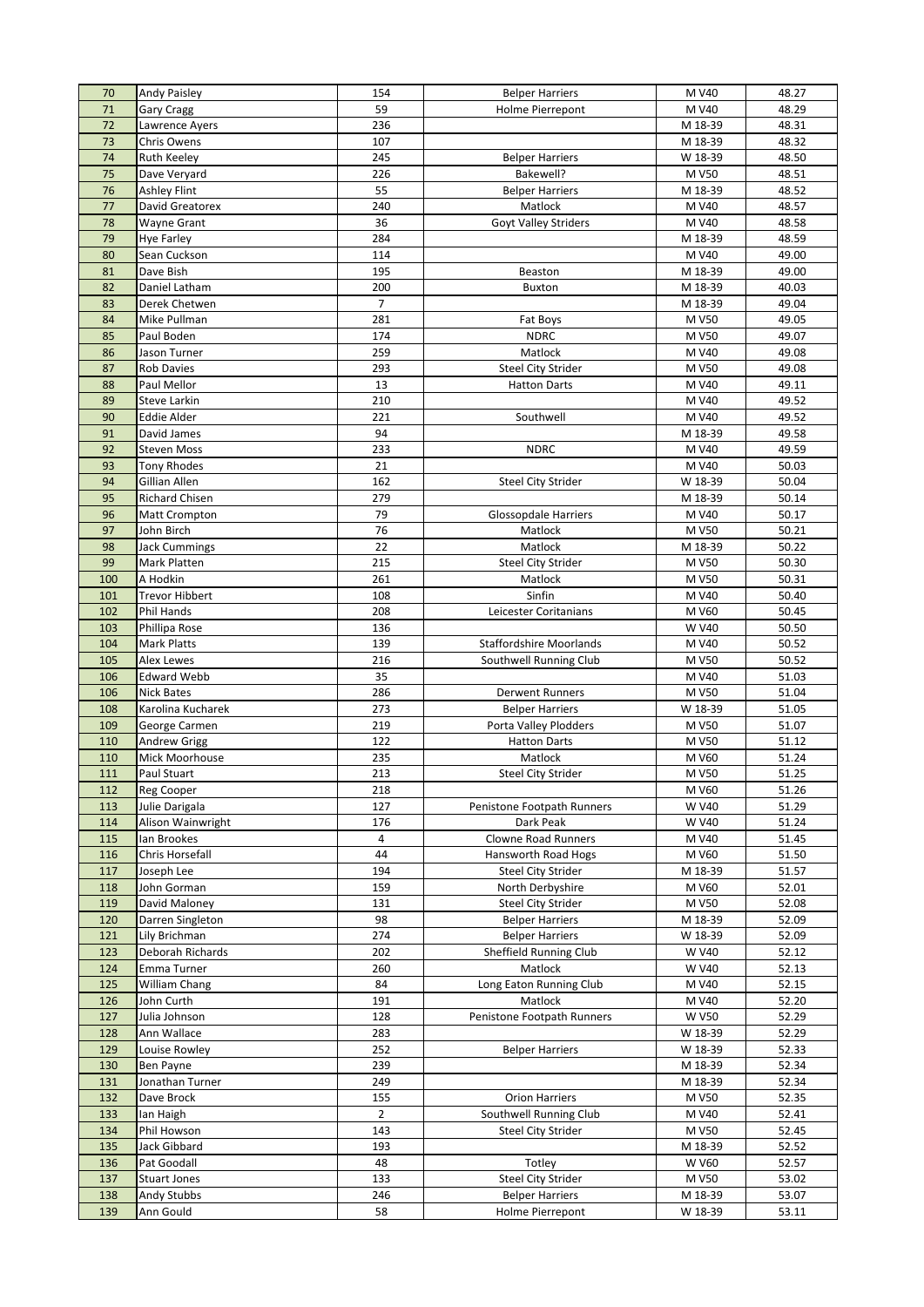| 70 | Andy Paisley | 154 | Belper Harriers | M V40 | 48.27 |
|---|---|---|---|---|---|
| 71 | Gary Cragg | 59 | Holme Pierrepont | M V40 | 48.29 |
| 72 | Lawrence Ayers | 236 | | M 18-39 | 48.31 |
| 73 | Chris Owens | 107 | | M 18-39 | 48.32 |
| 74 | Ruth Keeley | 245 | Belper Harriers | W 18-39 | 48.50 |
| 75 | Dave Veryard | 226 | Bakewell? | M V50 | 48.51 |
| 76 | Ashley Flint | 55 | Belper Harriers | M 18-39 | 48.52 |
| 77 | David Greatorex | 240 | Matlock | M V40 | 48.57 |
| 78 | Wayne Grant | 36 | Goyt Valley Striders | M V40 | 48.58 |
| 79 | Hye Farley | 284 | | M 18-39 | 48.59 |
| 80 | Sean Cuckson | 114 | | M V40 | 49.00 |
| 81 | Dave Bish | 195 | Beaston | M 18-39 | 49.00 |
| 82 | Daniel Latham | 200 | Buxton | M 18-39 | 40.03 |
| 83 | Derek Chetwen | 7 | | M 18-39 | 49.04 |
| 84 | Mike Pullman | 281 | Fat Boys | M V50 | 49.05 |
| 85 | Paul Boden | 174 | NDRC | M V50 | 49.07 |
| 86 | Jason Turner | 259 | Matlock | M V40 | 49.08 |
| 87 | Rob Davies | 293 | Steel City Strider | M V50 | 49.08 |
| 88 | Paul Mellor | 13 | Hatton Darts | M V40 | 49.11 |
| 89 | Steve Larkin | 210 | | M V40 | 49.52 |
| 90 | Eddie Alder | 221 | Southwell | M V40 | 49.52 |
| 91 | David James | 94 | | M 18-39 | 49.58 |
| 92 | Steven Moss | 233 | NDRC | M V40 | 49.59 |
| 93 | Tony Rhodes | 21 | | M V40 | 50.03 |
| 94 | Gillian Allen | 162 | Steel City Strider | W 18-39 | 50.04 |
| 95 | Richard Chisen | 279 | | M 18-39 | 50.14 |
| 96 | Matt Crompton | 79 | Glossopdale Harriers | M V40 | 50.17 |
| 97 | John Birch | 76 | Matlock | M V50 | 50.21 |
| 98 | Jack Cummings | 22 | Matlock | M 18-39 | 50.22 |
| 99 | Mark Platten | 215 | Steel City Strider | M V50 | 50.30 |
| 100 | A Hodkin | 261 | Matlock | M V50 | 50.31 |
| 101 | Trevor Hibbert | 108 | Sinfin | M V40 | 50.40 |
| 102 | Phil Hands | 208 | Leicester Coritanians | M V60 | 50.45 |
| 103 | Phillipa Rose | 136 | | W V40 | 50.50 |
| 104 | Mark Platts | 139 | Staffordshire Moorlands | M V40 | 50.52 |
| 105 | Alex Lewes | 216 | Southwell Running Club | M V50 | 50.52 |
| 106 | Edward Webb | 35 | | M V40 | 51.03 |
| 106 | Nick Bates | 286 | Derwent Runners | M V50 | 51.04 |
| 108 | Karolina Kucharek | 273 | Belper Harriers | W 18-39 | 51.05 |
| 109 | George Carmen | 219 | Porta Valley Plodders | M V50 | 51.07 |
| 110 | Andrew Grigg | 122 | Hatton Darts | M V50 | 51.12 |
| 110 | Mick Moorhouse | 235 | Matlock | M V60 | 51.24 |
| 111 | Paul Stuart | 213 | Steel City Strider | M V50 | 51.25 |
| 112 | Reg Cooper | 218 | | M V60 | 51.26 |
| 113 | Julie Darigala | 127 | Penistone Footpath Runners | W V40 | 51.29 |
| 114 | Alison Wainwright | 176 | Dark Peak | W V40 | 51.24 |
| 115 | Ian Brookes | 4 | Clowne Road Runners | M V40 | 51.45 |
| 116 | Chris Horsefall | 44 | Hansworth Road Hogs | M V60 | 51.50 |
| 117 | Joseph Lee | 194 | Steel City Strider | M 18-39 | 51.57 |
| 118 | John Gorman | 159 | North Derbyshire | M V60 | 52.01 |
| 119 | David Maloney | 131 | Steel City Strider | M V50 | 52.08 |
| 120 | Darren Singleton | 98 | Belper Harriers | M 18-39 | 52.09 |
| 121 | Lily Brichman | 274 | Belper Harriers | W 18-39 | 52.09 |
| 123 | Deborah Richards | 202 | Sheffield Running Club | W V40 | 52.12 |
| 124 | Emma Turner | 260 | Matlock | W V40 | 52.13 |
| 125 | William Chang | 84 | Long Eaton Running Club | M V40 | 52.15 |
| 126 | John Curth | 191 | Matlock | M V40 | 52.20 |
| 127 | Julia Johnson | 128 | Penistone Footpath Runners | W V50 | 52.29 |
| 128 | Ann Wallace | 283 | | W 18-39 | 52.29 |
| 129 | Louise Rowley | 252 | Belper Harriers | W 18-39 | 52.33 |
| 130 | Ben Payne | 239 | | M 18-39 | 52.34 |
| 131 | Jonathan Turner | 249 | | M 18-39 | 52.34 |
| 132 | Dave Brock | 155 | Orion Harriers | M V50 | 52.35 |
| 133 | Ian Haigh | 2 | Southwell Running Club | M V40 | 52.41 |
| 134 | Phil Howson | 143 | Steel City Strider | M V50 | 52.45 |
| 135 | Jack Gibbard | 193 | | M 18-39 | 52.52 |
| 136 | Pat Goodall | 48 | Totley | W V60 | 52.57 |
| 137 | Stuart Jones | 133 | Steel City Strider | M V50 | 53.02 |
| 138 | Andy Stubbs | 246 | Belper Harriers | M 18-39 | 53.07 |
| 139 | Ann Gould | 58 | Holme Pierrepont | W 18-39 | 53.11 |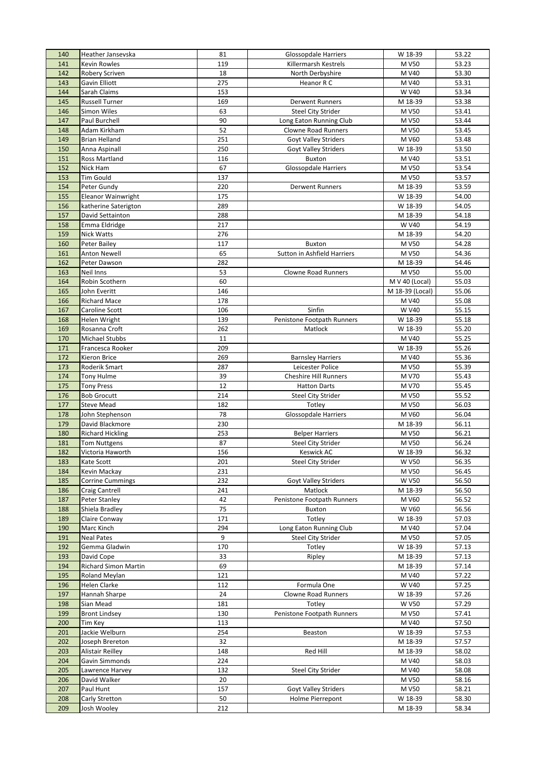| 140 | Heather Jansevska | 81 | Glossopdale Harriers | W 18-39 | 53.22 |
|---|---|---|---|---|---|
| 141 | Kevin Rowles | 119 | Killermarsh Kestrels | M V50 | 53.23 |
| 142 | Robery Scriven | 18 | North Derbyshire | M V40 | 53.30 |
| 143 | Gavin Elliott | 275 | Heanor R C | M V40 | 53.31 |
| 144 | Sarah Claims | 153 | | W V40 | 53.34 |
| 145 | Russell Turner | 169 | Derwent Runners | M 18-39 | 53.38 |
| 146 | Simon Wiles | 63 | Steel City Strider | M V50 | 53.41 |
| 147 | Paul Burchell | 90 | Long Eaton Running Club | M V50 | 53.44 |
| 148 | Adam Kirkham | 52 | Clowne Road Runners | M V50 | 53.45 |
| 149 | Brian Helland | 251 | Goyt Valley Striders | M V60 | 53.48 |
| 150 | Anna Aspinall | 250 | Goyt Valley Striders | W 18-39 | 53.50 |
| 151 | Ross Martland | 116 | Buxton | M V40 | 53.51 |
| 152 | Nick Ham | 67 | Glossopdale Harriers | M V50 | 53.54 |
| 153 | Tim Gould | 137 | | M V50 | 53.57 |
| 154 | Peter Gundy | 220 | Derwent Runners | M 18-39 | 53.59 |
| 155 | Eleanor Wainwright | 175 | | W 18-39 | 54.00 |
| 156 | katherine Saterigton | 289 | | W 18-39 | 54.05 |
| 157 | David Settainton | 288 | | M 18-39 | 54.18 |
| 158 | Emma Eldridge | 217 | | W V40 | 54.19 |
| 159 | Nick Watts | 276 | | M 18-39 | 54.20 |
| 160 | Peter Bailey | 117 | Buxton | M V50 | 54.28 |
| 161 | Anton Newell | 65 | Sutton in Ashfield Harriers | M V50 | 54.36 |
| 162 | Peter Dawson | 282 | | M 18-39 | 54.46 |
| 163 | Neil Inns | 53 | Clowne Road Runners | M V50 | 55.00 |
| 164 | Robin Scothern | 60 | | M V 40 (Local) | 55.03 |
| 165 | John Everitt | 146 | | M 18-39 (Local) | 55.06 |
| 166 | Richard Mace | 178 | | M V40 | 55.08 |
| 167 | Caroline Scott | 106 | Sinfin | W V40 | 55.15 |
| 168 | Helen Wright | 139 | Penistone Footpath Runners | W 18-39 | 55.18 |
| 169 | Rosanna Croft | 262 | Matlock | W 18-39 | 55.20 |
| 170 | Michael Stubbs | 11 | | M V40 | 55.25 |
| 171 | Francesca Rooker | 209 | | W 18-39 | 55.26 |
| 172 | Kieron Brice | 269 | Barnsley Harriers | M V40 | 55.36 |
| 173 | Roderik Smart | 287 | Leicester Police | M V50 | 55.39 |
| 174 | Tony Hulme | 39 | Cheshire Hill Runners | M V70 | 55.43 |
| 175 | Tony Press | 12 | Hatton Darts | M V70 | 55.45 |
| 176 | Bob Grocutt | 214 | Steel City Strider | M V50 | 55.52 |
| 177 | Steve Mead | 182 | Totley | M V50 | 56.03 |
| 178 | John Stephenson | 78 | Glossopdale Harriers | M V60 | 56.04 |
| 179 | David Blackmore | 230 | | M 18-39 | 56.11 |
| 180 | Richard Hickling | 253 | Belper Harriers | M V50 | 56.21 |
| 181 | Tom Nuttgens | 87 | Steel City Strider | M V50 | 56.24 |
| 182 | Victoria Haworth | 156 | Keswick AC | W 18-39 | 56.32 |
| 183 | Kate Scott | 201 | Steel City Strider | W V50 | 56.35 |
| 184 | Kevin Mackay | 231 | | M V50 | 56.45 |
| 185 | Corrine Cummings | 232 | Goyt Valley Striders | W V50 | 56.50 |
| 186 | Craig Cantrell | 241 | Matlock | M 18-39 | 56.50 |
| 187 | Peter Stanley | 42 | Penistone Footpath Runners | M V60 | 56.52 |
| 188 | Shiela Bradley | 75 | Buxton | W V60 | 56.56 |
| 189 | Claire Conway | 171 | Totley | W 18-39 | 57.03 |
| 190 | Marc Kinch | 294 | Long Eaton Running Club | M V40 | 57.04 |
| 191 | Neal Pates | 9 | Steel City Strider | M V50 | 57.05 |
| 192 | Gemma Gladwin | 170 | Totley | W 18-39 | 57.13 |
| 193 | David Cope | 33 | Ripley | M 18-39 | 57.13 |
| 194 | Richard Simon Martin | 69 | | M 18-39 | 57.14 |
| 195 | Roland Meylan | 121 | | M V40 | 57.22 |
| 196 | Helen Clarke | 112 | Formula One | W V40 | 57.25 |
| 197 | Hannah Sharpe | 24 | Clowne Road Runners | W 18-39 | 57.26 |
| 198 | Sian Mead | 181 | Totley | W V50 | 57.29 |
| 199 | Bront Lindsey | 130 | Penistone Footpath Runners | M V50 | 57.41 |
| 200 | Tim Key | 113 | | M V40 | 57.50 |
| 201 | Jackie Welburn | 254 | Beaston | W 18-39 | 57.53 |
| 202 | Joseph Brereton | 32 | | M 18-39 | 57.57 |
| 203 | Alistair Reilley | 148 | Red Hill | M 18-39 | 58.02 |
| 204 | Gavin Simmonds | 224 | | M V40 | 58.03 |
| 205 | Lawrence Harvey | 132 | Steel City Strider | M V40 | 58.08 |
| 206 | David Walker | 20 | | M V50 | 58.16 |
| 207 | Paul Hunt | 157 | Goyt Valley Striders | M V50 | 58.21 |
| 208 | Carly Stretton | 50 | Holme Pierrepont | W 18-39 | 58.30 |
| 209 | Josh Wooley | 212 | | M 18-39 | 58.34 |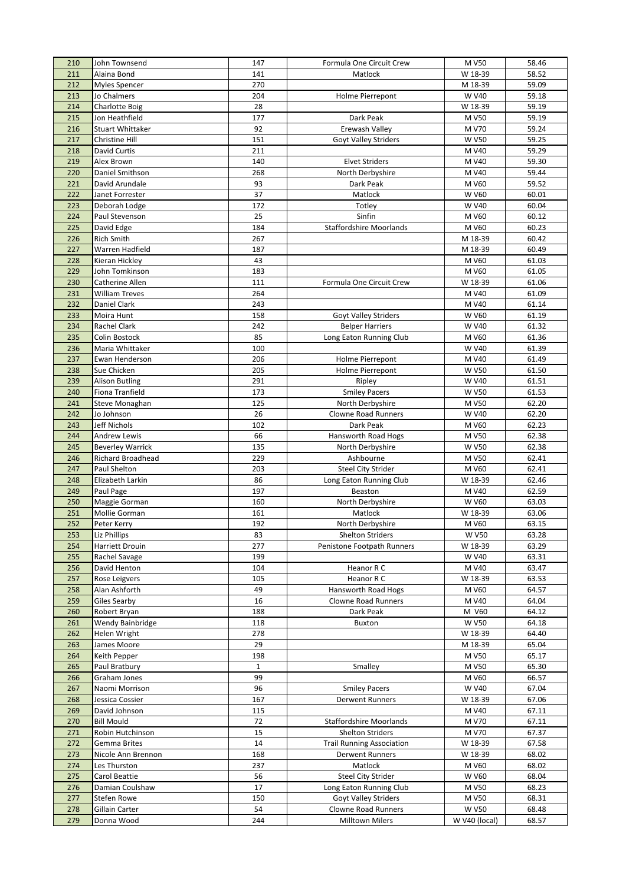| 210 | John Townsend | 147 | Formula One Circuit Crew | M V50 | 58.46 |
|---|---|---|---|---|---|
| 211 | Alaina Bond | 141 | Matlock | W 18-39 | 58.52 |
| 212 | Myles Spencer | 270 | | M 18-39 | 59.09 |
| 213 | Jo Chalmers | 204 | Holme Pierrepont | W V40 | 59.18 |
| 214 | Charlotte Boig | 28 | | W 18-39 | 59.19 |
| 215 | Jon Heathfield | 177 | Dark Peak | M V50 | 59.19 |
| 216 | Stuart Whittaker | 92 | Erewash Valley | M V70 | 59.24 |
| 217 | Christine Hill | 151 | Goyt Valley Striders | W V50 | 59.25 |
| 218 | David Curtis | 211 | | M V40 | 59.29 |
| 219 | Alex Brown | 140 | Elvet Striders | M V40 | 59.30 |
| 220 | Daniel Smithson | 268 | North Derbyshire | M V40 | 59.44 |
| 221 | David Arundale | 93 | Dark Peak | M V60 | 59.52 |
| 222 | Janet Forrester | 37 | Matlock | W V60 | 60.01 |
| 223 | Deborah Lodge | 172 | Totley | W V40 | 60.04 |
| 224 | Paul Stevenson | 25 | Sinfin | M V60 | 60.12 |
| 225 | David Edge | 184 | Staffordshire Moorlands | M V60 | 60.23 |
| 226 | Rich Smith | 267 | | M 18-39 | 60.42 |
| 227 | Warren Hadfield | 187 | | M 18-39 | 60.49 |
| 228 | Kieran Hickley | 43 | | M V60 | 61.03 |
| 229 | John Tomkinson | 183 | | M V60 | 61.05 |
| 230 | Catherine Allen | 111 | Formula One Circuit Crew | W 18-39 | 61.06 |
| 231 | William Treves | 264 | | M V40 | 61.09 |
| 232 | Daniel Clark | 243 | | M V40 | 61.14 |
| 233 | Moira Hunt | 158 | Goyt Valley Striders | W V60 | 61.19 |
| 234 | Rachel Clark | 242 | Belper Harriers | W V40 | 61.32 |
| 235 | Colin Bostock | 85 | Long Eaton Running Club | M V60 | 61.36 |
| 236 | Maria Whittaker | 100 | | W V40 | 61.39 |
| 237 | Ewan Henderson | 206 | Holme Pierrepont | M V40 | 61.49 |
| 238 | Sue Chicken | 205 | Holme Pierrepont | W V50 | 61.50 |
| 239 | Alison Butling | 291 | Ripley | W V40 | 61.51 |
| 240 | Fiona Tranfield | 173 | Smiley Pacers | W V50 | 61.53 |
| 241 | Steve Monaghan | 125 | North Derbyshire | M V50 | 62.20 |
| 242 | Jo Johnson | 26 | Clowne Road Runners | W V40 | 62.20 |
| 243 | Jeff Nichols | 102 | Dark Peak | M V60 | 62.23 |
| 244 | Andrew Lewis | 66 | Hansworth Road Hogs | M V50 | 62.38 |
| 245 | Beverley Warrick | 135 | North Derbyshire | W V50 | 62.38 |
| 246 | Richard Broadhead | 229 | Ashbourne | M V50 | 62.41 |
| 247 | Paul Shelton | 203 | Steel City Strider | M V60 | 62.41 |
| 248 | Elizabeth Larkin | 86 | Long Eaton Running Club | W 18-39 | 62.46 |
| 249 | Paul Page | 197 | Beaston | M V40 | 62.59 |
| 250 | Maggie Gorman | 160 | North Derbyshire | W V60 | 63.03 |
| 251 | Mollie Gorman | 161 | Matlock | W 18-39 | 63.06 |
| 252 | Peter Kerry | 192 | North Derbyshire | M V60 | 63.15 |
| 253 | Liz Phillips | 83 | Shelton Striders | W V50 | 63.28 |
| 254 | Harriett Drouin | 277 | Penistone Footpath Runners | W 18-39 | 63.29 |
| 255 | Rachel Savage | 199 | | W V40 | 63.31 |
| 256 | David Henton | 104 | Heanor R C | M V40 | 63.47 |
| 257 | Rose Leigvers | 105 | Heanor R C | W 18-39 | 63.53 |
| 258 | Alan Ashforth | 49 | Hansworth Road Hogs | M V60 | 64.57 |
| 259 | Giles Searby | 16 | Clowne Road Runners | M V40 | 64.04 |
| 260 | Robert Bryan | 188 | Dark Peak | M V60 | 64.12 |
| 261 | Wendy Bainbridge | 118 | Buxton | W V50 | 64.18 |
| 262 | Helen Wright | 278 | | W 18-39 | 64.40 |
| 263 | James Moore | 29 | | M 18-39 | 65.04 |
| 264 | Keith Pepper | 198 | | M V50 | 65.17 |
| 265 | Paul Bratbury | 1 | Smalley | M V50 | 65.30 |
| 266 | Graham Jones | 99 | | M V60 | 66.57 |
| 267 | Naomi Morrison | 96 | Smiley Pacers | W V40 | 67.04 |
| 268 | Jessica Cossier | 167 | Derwent Runners | W 18-39 | 67.06 |
| 269 | David Johnson | 115 | | M V40 | 67.11 |
| 270 | Bill Mould | 72 | Staffordshire Moorlands | M V70 | 67.11 |
| 271 | Robin Hutchinson | 15 | Shelton Striders | M V70 | 67.37 |
| 272 | Gemma Brites | 14 | Trail Running Association | W 18-39 | 67.58 |
| 273 | Nicole Ann Brennon | 168 | Derwent Runners | W 18-39 | 68.02 |
| 274 | Les Thurston | 237 | Matlock | M V60 | 68.02 |
| 275 | Carol Beattie | 56 | Steel City Strider | W V60 | 68.04 |
| 276 | Damian Coulshaw | 17 | Long Eaton Running Club | M V50 | 68.23 |
| 277 | Stefen Rowe | 150 | Goyt Valley Striders | M V50 | 68.31 |
| 278 | Gillain Carter | 54 | Clowne Road Runners | W V50 | 68.48 |
| 279 | Donna Wood | 244 | Milltown Milers | W V40 (local) | 68.57 |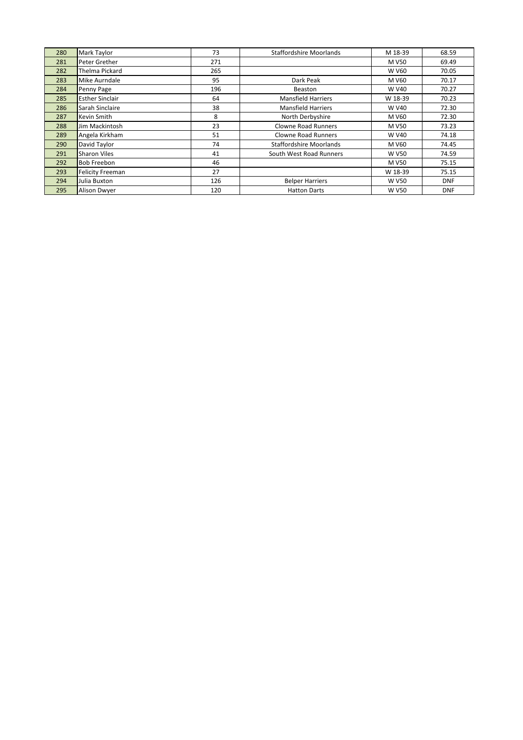| | | | | | |
|---|---|---|---|---|---|
| 280 | Mark Taylor | 73 | Staffordshire Moorlands | M 18-39 | 68.59 |
| 281 | Peter Grether | 271 | | M V50 | 69.49 |
| 282 | Thelma Pickard | 265 | | W V60 | 70.05 |
| 283 | Mike Aurndale | 95 | Dark Peak | M V60 | 70.17 |
| 284 | Penny Page | 196 | Beaston | W V40 | 70.27 |
| 285 | Esther Sinclair | 64 | Mansfield Harriers | W 18-39 | 70.23 |
| 286 | Sarah Sinclaire | 38 | Mansfield Harriers | W V40 | 72.30 |
| 287 | Kevin Smith | 8 | North Derbyshire | M V60 | 72.30 |
| 288 | Jim Mackintosh | 23 | Clowne Road Runners | M V50 | 73.23 |
| 289 | Angela Kirkham | 51 | Clowne Road Runners | W V40 | 74.18 |
| 290 | David Taylor | 74 | Staffordshire Moorlands | M V60 | 74.45 |
| 291 | Sharon Viles | 41 | South West Road Runners | W V50 | 74.59 |
| 292 | Bob Freebon | 46 | | M V50 | 75.15 |
| 293 | Felicity Freeman | 27 | | W 18-39 | 75.15 |
| 294 | Julia Buxton | 126 | Belper Harriers | W V50 | DNF |
| 295 | Alison Dwyer | 120 | Hatton Darts | W V50 | DNF |